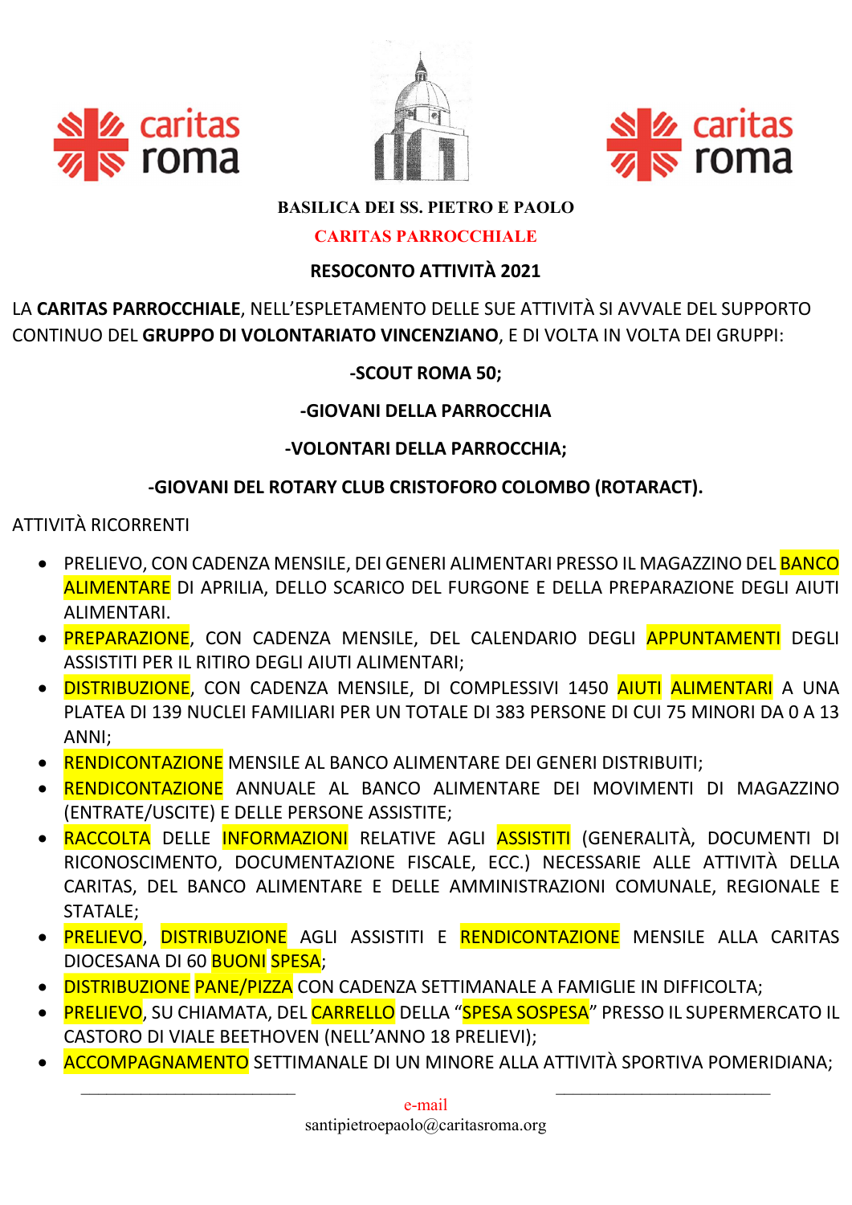**BASILICA DEI SS. PIETRO E PAOLO**

**CARITAS PARROCCHIALE**

**RESOCONTO ATTIVITÀ 2021**

LA **CARITAS PARROCCHIALE**, NELL'ESPLETAMENTO DELLE SUE ATTIVITÀ SI AVVALE DEL SUPPORTO CONTINUO DEL **GRUPPO DI VOLONTARIATO VINCENZIANO**, E DI VOLTA IN VOLTA DEI GRUPPI:

**-SCOUT ROMA 50;**

**-GIOVANI DELLA PARROCCHIA**

**-VOLONTARI DELLA PARROCCHIA;**

**-GIOVANI DEL ROTARY CLUB CRISTOFORO COLOMBO (ROTARACT).**

ATTIVITÀ RICORRENTI

- PRELIEVO, CON CADENZA MENSILE, DEI GENERI ALIMENTARI PRESSO IL MAGAZZINO DEL BANCO ALIMENTARE DI APRILIA, DELLO SCARICO DEL FURGONE E DELLA PREPARAZIONE DEGLI AIUTI ALIMENTARI.
- PREPARAZIONE, CON CADENZA MENSILE, DEL CALENDARIO DEGLI APPUNTAMENTI DEGLI ASSISTITI PER IL RITIRO DEGLI AIUTI ALIMENTARI;
- DISTRIBUZIONE, CON CADENZA MENSILE, DI COMPLESSIVI 1450 AIUTI ALIMENTARI A UNA PLATEA DI 139 NUCLEI FAMILIARI PER UN TOTALE DI 383 PERSONE DI CUI 75 MINORI DA 0 A 13 ANNI;
- RENDICONTAZIONE MENSILE AL BANCO ALIMENTARE DEI GENERI DISTRIBUITI;
- RENDICONTAZIONE ANNUALE AL BANCO ALIMENTARE DEI MOVIMENTI DI MAGAZZINO (ENTRATE/USCITE) E DELLE PERSONE ASSISTITE;
- RACCOLTA DELLE INFORMAZIONI RELATIVE AGLI ASSISTITI (GENERALITÀ, DOCUMENTI DI RICONOSCIMENTO, DOCUMENTAZIONE FISCALE, ECC.) NECESSARIE ALLE ATTIVITÀ DELLA CARITAS, DEL BANCO ALIMENTARE E DELLE AMMINISTRAZIONI COMUNALE, REGIONALE E STATALE;
- PRELIEVO, DISTRIBUZIONE AGLI ASSISTITI E RENDICONTAZIONE MENSILE ALLA CARITAS DIOCESANA DI 60 BUONI SPESA;
- DISTRIBUZIONE PANE/PIZZA CON CADENZA SETTIMANALE A FAMIGLIE IN DIFFICOLTA;
- PRELIEVO, SU CHIAMATA, DEL CARRELLO DELLA "SPESA SOSPESA" PRESSO IL SUPERMERCATO IL CASTORO DI VIALE BEETHOVEN (NELL'ANNO 18 PRELIEVI);
- ACCOMPAGNAMENTO SETTIMANALE DI UN MINORE ALLA ATTIVITÀ SPORTIVA POMERIDIANA;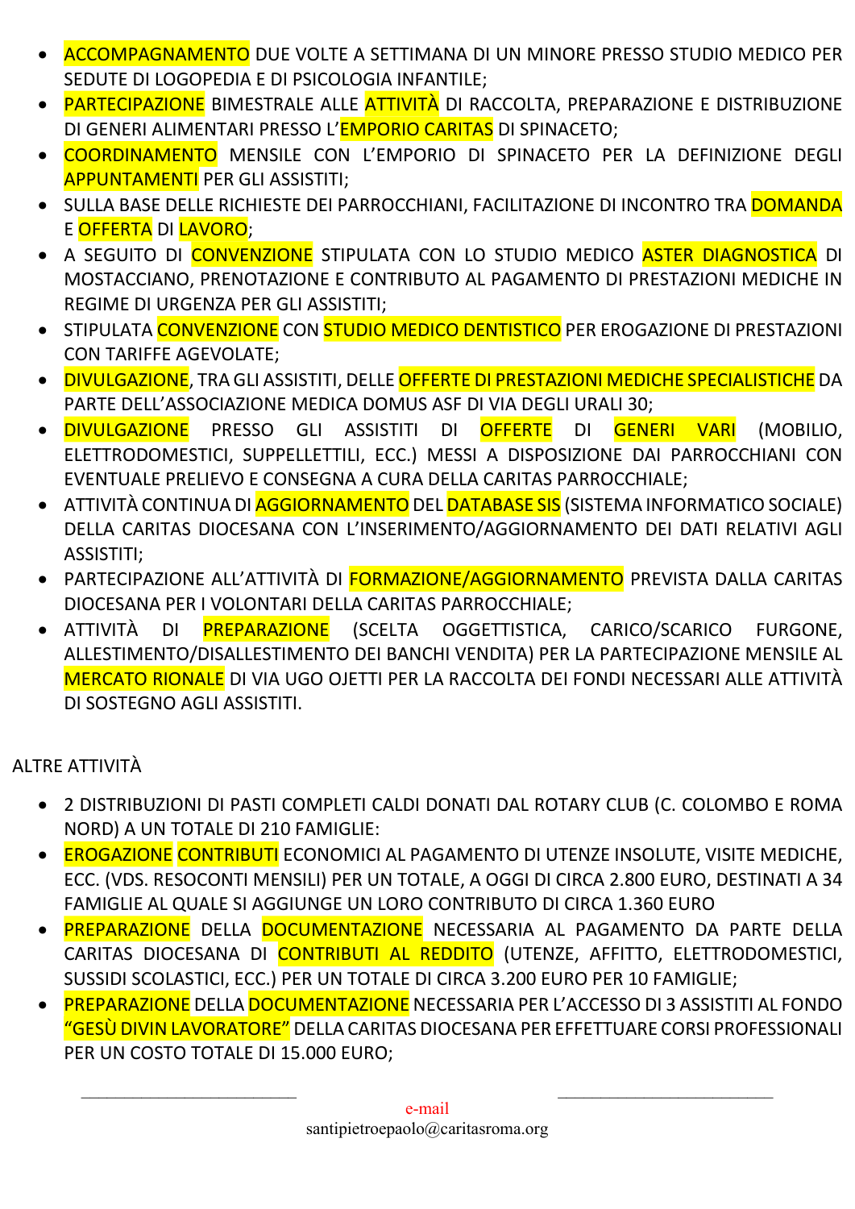- ACCOMPAGNAMENTO DUE VOLTE A SETTIMANA DI UN MINORE PRESSO STUDIO MEDICO PER SEDUTE DI LOGOPEDIA E DI PSICOLOGIA INFANTILE;
- PARTECIPAZIONE BIMESTRALE ALLE ATTIVITÀ DI RACCOLTA, PREPARAZIONE E DISTRIBUZIONE DI GENERI ALIMENTARI PRESSO L'EMPORIO CARITAS DI SPINACETO;
- COORDINAMENTO MENSILE CON L'EMPORIO DI SPINACETO PER LA DEFINIZIONE DEGLI APPUNTAMENTI PER GLI ASSISTITI;
- SULLA BASE DELLE RICHIESTE DEI PARROCCHIANI, FACILITAZIONE DI INCONTRO TRA DOMANDA E OFFERTA DI LAVORO;
- A SEGUITO DI CONVENZIONE STIPULATA CON LO STUDIO MEDICO ASTER DIAGNOSTICA DI MOSTACCIANO, PRENOTAZIONE E CONTRIBUTO AL PAGAMENTO DI PRESTAZIONI MEDICHE IN REGIME DI URGENZA PER GLI ASSISTITI;
- STIPULATA CONVENZIONE CON STUDIO MEDICO DENTISTICO PER EROGAZIONE DI PRESTAZIONI CON TARIFFE AGEVOLATE;
- DIVULGAZIONE, TRA GLI ASSISTITI, DELLE OFFERTE DI PRESTAZIONI MEDICHE SPECIALISTICHE DA PARTE DELL'ASSOCIAZIONE MEDICA DOMUS ASF DI VIA DEGLI URALI 30;
- DIVULGAZIONE PRESSO GLI ASSISTITI DI OFFERTE DI GENERI VARI (MOBILIO, ELETTRODOMESTICI, SUPPELLETTILI, ECC.) MESSI A DISPOSIZIONE DAI PARROCCHIANI CON EVENTUALE PRELIEVO E CONSEGNA A CURA DELLA CARITAS PARROCCHIALE;
- ATTIVITÀ CONTINUA DI AGGIORNAMENTO DEL DATABASE SIS (SISTEMA INFORMATICO SOCIALE) DELLA CARITAS DIOCESANA CON L'INSERIMENTO/AGGIORNAMENTO DEI DATI RELATIVI AGLI ASSISTITI;
- PARTECIPAZIONE ALL'ATTIVITÀ DI FORMAZIONE/AGGIORNAMENTO PREVISTA DALLA CARITAS DIOCESANA PER I VOLONTARI DELLA CARITAS PARROCCHIALE;
- ATTIVITÀ DI PREPARAZIONE (SCELTA OGGETTISTICA, CARICO/SCARICO FURGONE, ALLESTIMENTO/DISALLESTIMENTO DEI BANCHI VENDITA) PER LA PARTECIPAZIONE MENSILE AL MERCATO RIONALE DI VIA UGO OJETTI PER LA RACCOLTA DEI FONDI NECESSARI ALLE ATTIVITÀ DI SOSTEGNO AGLI ASSISTITI.

ALTRE ATTIVITÀ

- 2 DISTRIBUZIONI DI PASTI COMPLETI CALDI DONATI DAL ROTARY CLUB (C. COLOMBO E ROMA NORD) A UN TOTALE DI 210 FAMIGLIE:
- EROGAZIONE CONTRIBUTI ECONOMICI AL PAGAMENTO DI UTENZE INSOLUTE, VISITE MEDICHE, ECC. (VDS. RESOCONTI MENSILI) PER UN TOTALE, A OGGI DI CIRCA 2.800 EURO, DESTINATI A 34 FAMIGLIE AL QUALE SI AGGIUNGE UN LORO CONTRIBUTO DI CIRCA 1.360 EURO
- PREPARAZIONE DELLA DOCUMENTAZIONE NECESSARIA AL PAGAMENTO DA PARTE DELLA CARITAS DIOCESANA DI CONTRIBUTI AL REDDITO (UTENZE, AFFITTO, ELETTRODOMESTICI, SUSSIDI SCOLASTICI, ECC.) PER UN TOTALE DI CIRCA 3.200 EURO PER 10 FAMIGLIE;
- PREPARAZIONE DELLA DOCUMENTAZIONE NECESSARIA PER L'ACCESSO DI 3 ASSISTITI AL FONDO "GESÙ DIVIN LAVORATORE" DELLA CARITAS DIOCESANA PER EFFETTUARE CORSI PROFESSIONALI PER UN COSTO TOTALE DI 15.000 EURO;

e-mail
santipietroepaolo@caritasroma.org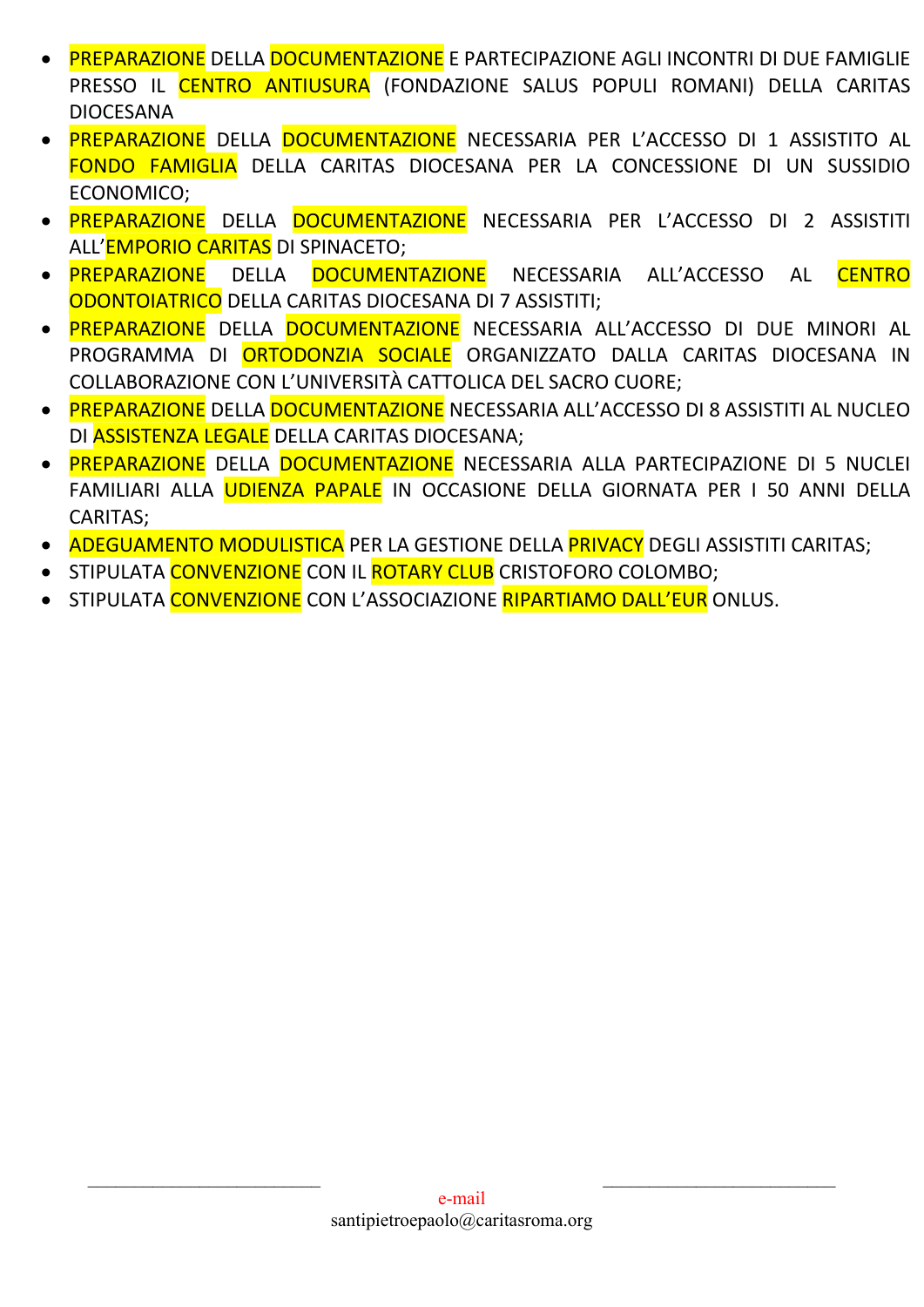- PREPARAZIONE DELLA DOCUMENTAZIONE E PARTECIPAZIONE AGLI INCONTRI DI DUE FAMIGLIE PRESSO IL CENTRO ANTIUSURA (FONDAZIONE SALUS POPULI ROMANI) DELLA CARITAS DIOCESANA
- PREPARAZIONE DELLA DOCUMENTAZIONE NECESSARIA PER L'ACCESSO DI 1 ASSISTITO AL FONDO FAMIGLIA DELLA CARITAS DIOCESANA PER LA CONCESSIONE DI UN SUSSIDIO ECONOMICO;
- PREPARAZIONE DELLA DOCUMENTAZIONE NECESSARIA PER L'ACCESSO DI 2 ASSISTITI ALL'EMPORIO CARITAS DI SPINACETO;
- PREPARAZIONE DELLA DOCUMENTAZIONE NECESSARIA ALL'ACCESSO AL CENTRO ODONTOIATRICO DELLA CARITAS DIOCESANA DI 7 ASSISTITI;
- PREPARAZIONE DELLA DOCUMENTAZIONE NECESSARIA ALL'ACCESSO DI DUE MINORI AL PROGRAMMA DI ORTODONZIA SOCIALE ORGANIZZATO DALLA CARITAS DIOCESANA IN COLLABORAZIONE CON L'UNIVERSITÀ CATTOLICA DEL SACRO CUORE;
- PREPARAZIONE DELLA DOCUMENTAZIONE NECESSARIA ALL'ACCESSO DI 8 ASSISTITI AL NUCLEO DI ASSISTENZA LEGALE DELLA CARITAS DIOCESANA;
- PREPARAZIONE DELLA DOCUMENTAZIONE NECESSARIA ALLA PARTECIPAZIONE DI 5 NUCLEI FAMILIARI ALLA UDIENZA PAPALE IN OCCASIONE DELLA GIORNATA PER I 50 ANNI DELLA CARITAS;
- ADEGUAMENTO MODULISTICA PER LA GESTIONE DELLA PRIVACY DEGLI ASSISTITI CARITAS;
- STIPULATA CONVENZIONE CON IL ROTARY CLUB CRISTOFORO COLOMBO;
- STIPULATA CONVENZIONE CON L'ASSOCIAZIONE RIPARTIAMO DALL'EUR ONLUS.

e-mail
santipietroepaolo@caritasroma.org